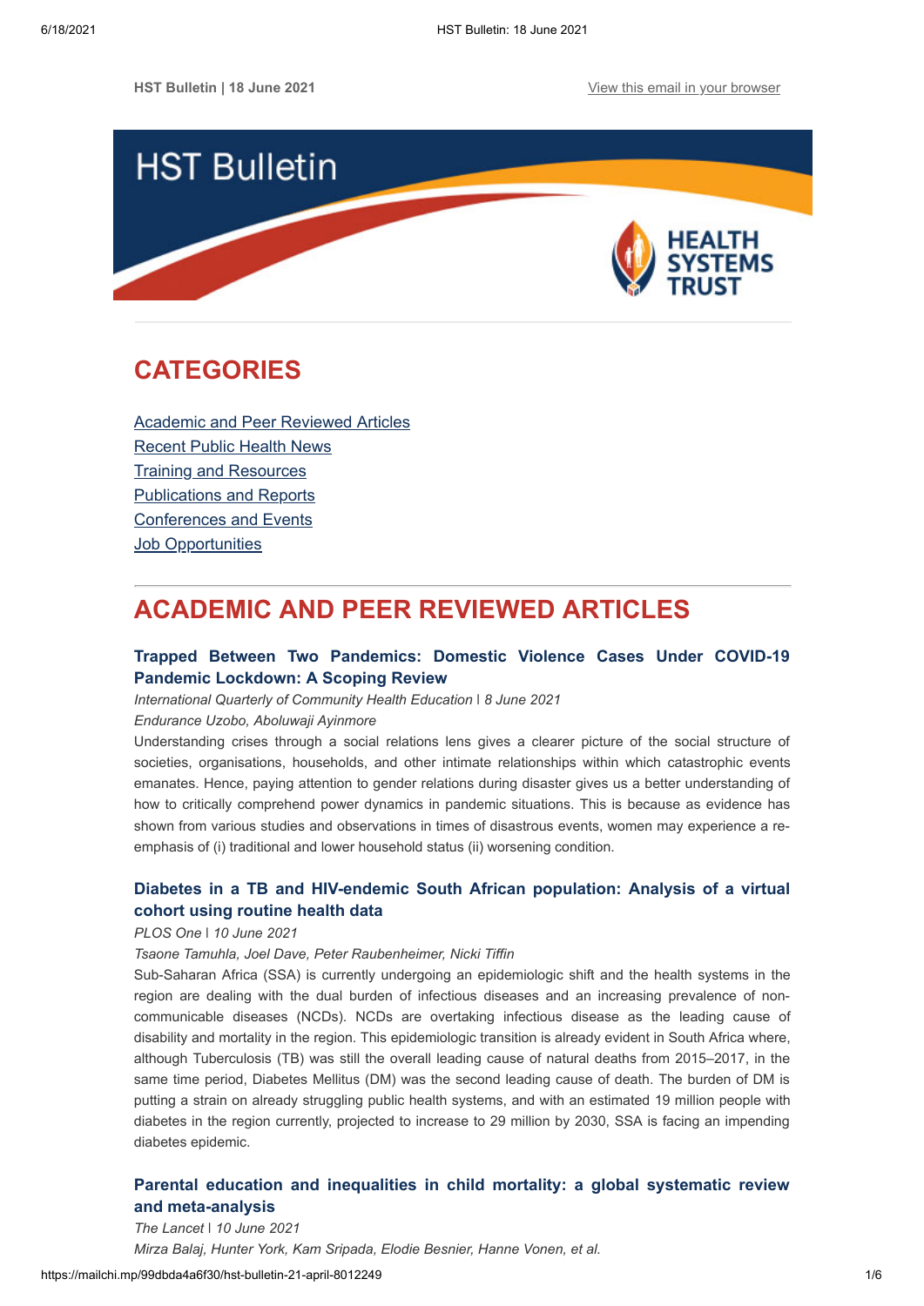HST Bulletin | 18 June 2021

View this email in your browser

# HST Bulletin

HEALTH SYSTEMS TRUST

## CATEGORIES

Academic and Peer Reviewed Articles
Recent Public Health News
Training and Resources
Publications and Reports
Conferences and Events
Job Opportunities

## ACADEMIC AND PEER REVIEWED ARTICLES

### Trapped Between Two Pandemics: Domestic Violence Cases Under COVID-19 Pandemic Lockdown: A Scoping Review

*International Quarterly of Community Health Education | 8 June 2021*

*Endurance Uzobo, Aboluwaji Ayinmore*

Understanding crises through a social relations lens gives a clearer picture of the social structure of societies, organisations, households, and other intimate relationships within which catastrophic events emanates. Hence, paying attention to gender relations during disaster gives us a better understanding of how to critically comprehend power dynamics in pandemic situations. This is because as evidence has shown from various studies and observations in times of disastrous events, women may experience a re-emphasis of (i) traditional and lower household status (ii) worsening condition.

### Diabetes in a TB and HIV-endemic South African population: Analysis of a virtual cohort using routine health data

*PLOS One | 10 June 2021*

*Tsaone Tamuhla, Joel Dave, Peter Raubenheimer, Nicki Tiffin*

Sub-Saharan Africa (SSA) is currently undergoing an epidemiologic shift and the health systems in the region are dealing with the dual burden of infectious diseases and an increasing prevalence of non-communicable diseases (NCDs). NCDs are overtaking infectious disease as the leading cause of disability and mortality in the region. This epidemiologic transition is already evident in South Africa where, although Tuberculosis (TB) was still the overall leading cause of natural deaths from 2015–2017, in the same time period, Diabetes Mellitus (DM) was the second leading cause of death. The burden of DM is putting a strain on already struggling public health systems, and with an estimated 19 million people with diabetes in the region currently, projected to increase to 29 million by 2030, SSA is facing an impending diabetes epidemic.

### Parental education and inequalities in child mortality: a global systematic review and meta-analysis

*The Lancet | 10 June 2021*

*Mirza Balaj, Hunter York, Kam Sripada, Elodie Besnier, Hanne Vonen, et al.*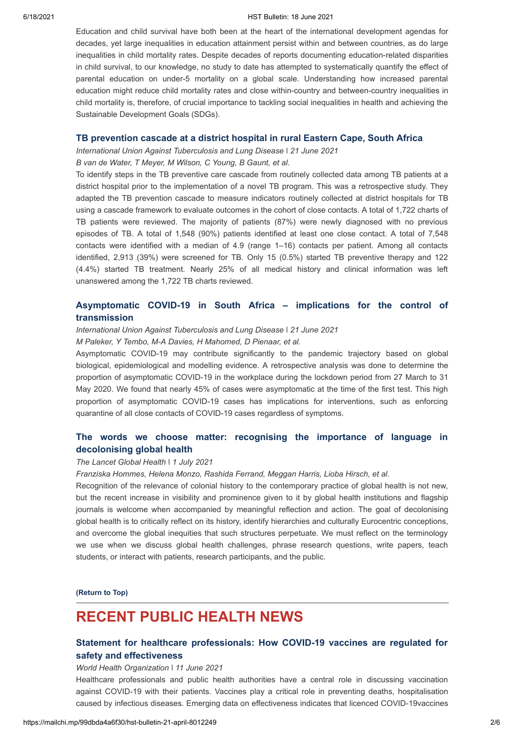Education and child survival have both been at the heart of the international development agendas for decades, yet large inequalities in education attainment persist within and between countries, as do large inequalities in child mortality rates. Despite decades of reports documenting education-related disparities in child survival, to our knowledge, no study to date has attempted to systematically quantify the effect of parental education on under-5 mortality on a global scale. Understanding how increased parental education might reduce child mortality rates and close within-country and between-country inequalities in child mortality is, therefore, of crucial importance to tackling social inequalities in health and achieving the Sustainable Development Goals (SDGs).

### TB prevention cascade at a district hospital in rural Eastern Cape, South Africa

*International Union Against Tuberculosis and Lung Disease* | *21 June 2021*

*B van de Water, T Meyer, M Wilson, C Young, B Gaunt, et al.*

To identify steps in the TB preventive care cascade from routinely collected data among TB patients at a district hospital prior to the implementation of a novel TB program. This was a retrospective study. They adapted the TB prevention cascade to measure indicators routinely collected at district hospitals for TB using a cascade framework to evaluate outcomes in the cohort of close contacts. A total of 1,722 charts of TB patients were reviewed. The majority of patients (87%) were newly diagnosed with no previous episodes of TB. A total of 1,548 (90%) patients identified at least one close contact. A total of 7,548 contacts were identified with a median of 4.9 (range 1–16) contacts per patient. Among all contacts identified, 2,913 (39%) were screened for TB. Only 15 (0.5%) started TB preventive therapy and 122 (4.4%) started TB treatment. Nearly 25% of all medical history and clinical information was left unanswered among the 1,722 TB charts reviewed.

### Asymptomatic COVID-19 in South Africa – implications for the control of transmission

*International Union Against Tuberculosis and Lung Disease* | *21 June 2021*

*M Paleker, Y Tembo, M-A Davies, H Mahomed, D Pienaar, et al.*

Asymptomatic COVID-19 may contribute significantly to the pandemic trajectory based on global biological, epidemiological and modelling evidence. A retrospective analysis was done to determine the proportion of asymptomatic COVID-19 in the workplace during the lockdown period from 27 March to 31 May 2020. We found that nearly 45% of cases were asymptomatic at the time of the first test. This high proportion of asymptomatic COVID-19 cases has implications for interventions, such as enforcing quarantine of all close contacts of COVID-19 cases regardless of symptoms.

### The words we choose matter: recognising the importance of language in decolonising global health

*The Lancet Global Health* | *1 July 2021*

*Franziska Hommes, Helena Monzo, Rashida Ferrand, Meggan Harris, Lioba Hirsch, et al.*

Recognition of the relevance of colonial history to the contemporary practice of global health is not new, but the recent increase in visibility and prominence given to it by global health institutions and flagship journals is welcome when accompanied by meaningful reflection and action. The goal of decolonising global health is to critically reflect on its history, identify hierarchies and culturally Eurocentric conceptions, and overcome the global inequities that such structures perpetuate. We must reflect on the terminology we use when we discuss global health challenges, phrase research questions, write papers, teach students, or interact with patients, research participants, and the public.

**(Return to Top)**

## RECENT PUBLIC HEALTH NEWS

### Statement for healthcare professionals: How COVID-19 vaccines are regulated for safety and effectiveness

*World Health Organization* | *11 June 2021*

Healthcare professionals and public health authorities have a central role in discussing vaccination against COVID-19 with their patients. Vaccines play a critical role in preventing deaths, hospitalisation caused by infectious diseases. Emerging data on effectiveness indicates that licenced COVID-19vaccines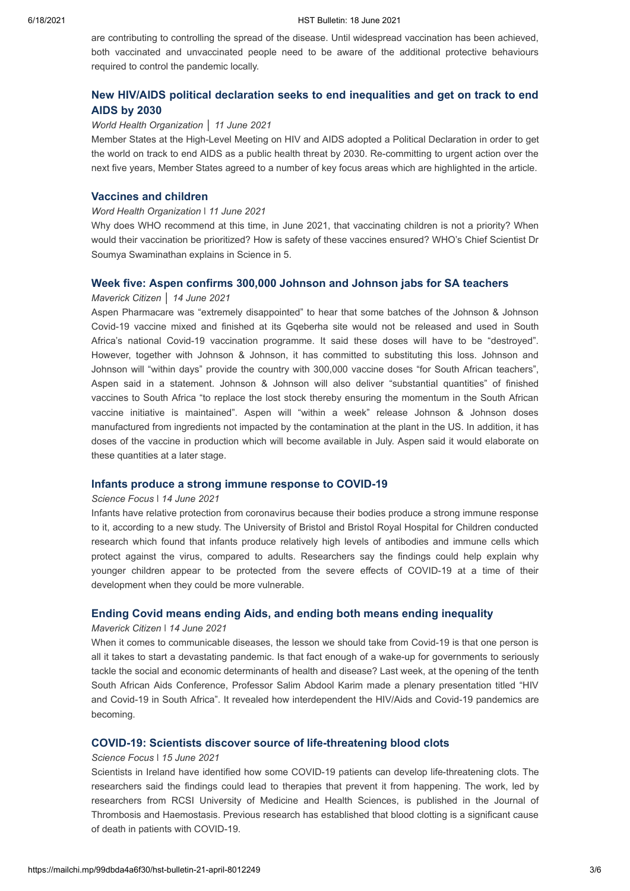are contributing to controlling the spread of the disease. Until widespread vaccination has been achieved, both vaccinated and unvaccinated people need to be aware of the additional protective behaviours required to control the pandemic locally.

### New HIV/AIDS political declaration seeks to end inequalities and get on track to end AIDS by 2030

*World Health Organization* │ *11 June 2021*

Member States at the High-Level Meeting on HIV and AIDS adopted a Political Declaration in order to get the world on track to end AIDS as a public health threat by 2030. Re-committing to urgent action over the next five years, Member States agreed to a number of key focus areas which are highlighted in the article.

### Vaccines and children

*Word Health Organization* I *11 June 2021*

Why does WHO recommend at this time, in June 2021, that vaccinating children is not a priority? When would their vaccination be prioritized? How is safety of these vaccines ensured? WHO's Chief Scientist Dr Soumya Swaminathan explains in Science in 5.

### Week five: Aspen confirms 300,000 Johnson and Johnson jabs for SA teachers

*Maverick Citizen* │ *14 June 2021*

Aspen Pharmacare was "extremely disappointed" to hear that some batches of the Johnson & Johnson Covid-19 vaccine mixed and finished at its Gqeberha site would not be released and used in South Africa's national Covid-19 vaccination programme. It said these doses will have to be "destroyed". However, together with Johnson & Johnson, it has committed to substituting this loss. Johnson and Johnson will "within days" provide the country with 300,000 vaccine doses "for South African teachers", Aspen said in a statement. Johnson & Johnson will also deliver "substantial quantities" of finished vaccines to South Africa "to replace the lost stock thereby ensuring the momentum in the South African vaccine initiative is maintained". Aspen will "within a week" release Johnson & Johnson doses manufactured from ingredients not impacted by the contamination at the plant in the US. In addition, it has doses of the vaccine in production which will become available in July. Aspen said it would elaborate on these quantities at a later stage.

### Infants produce a strong immune response to COVID-19

*Science Focus* I *14 June 2021*

Infants have relative protection from coronavirus because their bodies produce a strong immune response to it, according to a new study. The University of Bristol and Bristol Royal Hospital for Children conducted research which found that infants produce relatively high levels of antibodies and immune cells which protect against the virus, compared to adults. Researchers say the findings could help explain why younger children appear to be protected from the severe effects of COVID-19 at a time of their development when they could be more vulnerable.

### Ending Covid means ending Aids, and ending both means ending inequality

*Maverick Citizen* I *14 June 2021*

When it comes to communicable diseases, the lesson we should take from Covid-19 is that one person is all it takes to start a devastating pandemic. Is that fact enough of a wake-up for governments to seriously tackle the social and economic determinants of health and disease? Last week, at the opening of the tenth South African Aids Conference, Professor Salim Abdool Karim made a plenary presentation titled "HIV and Covid-19 in South Africa". It revealed how interdependent the HIV/Aids and Covid-19 pandemics are becoming.

### COVID-19: Scientists discover source of life-threatening blood clots

*Science Focus* I *15 June 2021*

Scientists in Ireland have identified how some COVID-19 patients can develop life-threatening clots. The researchers said the findings could lead to therapies that prevent it from happening. The work, led by researchers from RCSI University of Medicine and Health Sciences, is published in the Journal of Thrombosis and Haemostasis. Previous research has established that blood clotting is a significant cause of death in patients with COVID-19.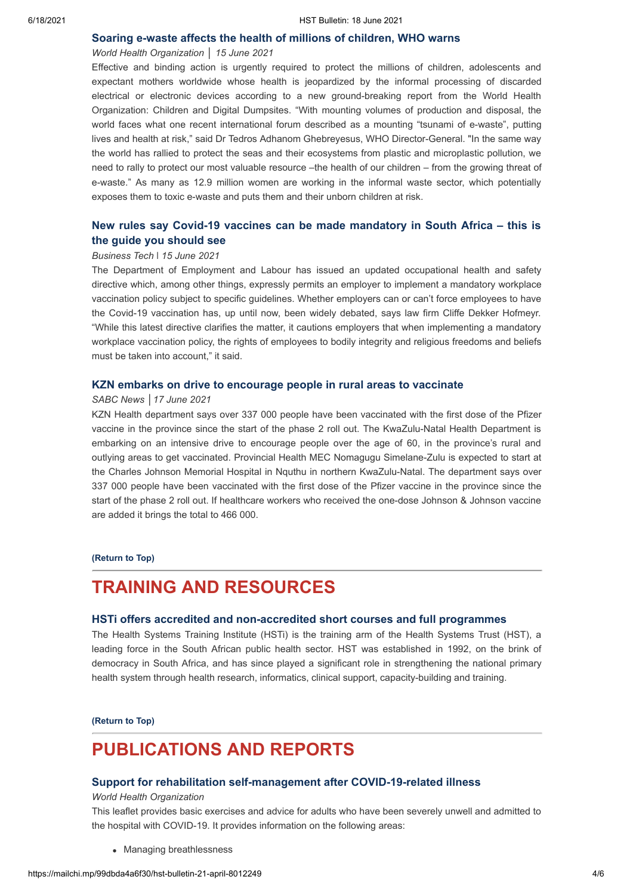### Soaring e-waste affects the health of millions of children, WHO warns

*World Health Organization │ 15 June 2021*

Effective and binding action is urgently required to protect the millions of children, adolescents and expectant mothers worldwide whose health is jeopardized by the informal processing of discarded electrical or electronic devices according to a new ground-breaking report from the World Health Organization: Children and Digital Dumpsites. "With mounting volumes of production and disposal, the world faces what one recent international forum described as a mounting "tsunami of e-waste", putting lives and health at risk," said Dr Tedros Adhanom Ghebreyesus, WHO Director-General. "In the same way the world has rallied to protect the seas and their ecosystems from plastic and microplastic pollution, we need to rally to protect our most valuable resource –the health of our children – from the growing threat of e-waste." As many as 12.9 million women are working in the informal waste sector, which potentially exposes them to toxic e-waste and puts them and their unborn children at risk.

### New rules say Covid-19 vaccines can be made mandatory in South Africa – this is the guide you should see

*Business Tech | 15 June 2021*

The Department of Employment and Labour has issued an updated occupational health and safety directive which, among other things, expressly permits an employer to implement a mandatory workplace vaccination policy subject to specific guidelines. Whether employers can or can't force employees to have the Covid-19 vaccination has, up until now, been widely debated, says law firm Cliffe Dekker Hofmeyr. "While this latest directive clarifies the matter, it cautions employers that when implementing a mandatory workplace vaccination policy, the rights of employees to bodily integrity and religious freedoms and beliefs must be taken into account," it said.

### KZN embarks on drive to encourage people in rural areas to vaccinate

*SABC News │17 June 2021*

KZN Health department says over 337 000 people have been vaccinated with the first dose of the Pfizer vaccine in the province since the start of the phase 2 roll out. The KwaZulu-Natal Health Department is embarking on an intensive drive to encourage people over the age of 60, in the province's rural and outlying areas to get vaccinated. Provincial Health MEC Nomagugu Simelane-Zulu is expected to start at the Charles Johnson Memorial Hospital in Nquthu in northern KwaZulu-Natal. The department says over 337 000 people have been vaccinated with the first dose of the Pfizer vaccine in the province since the start of the phase 2 roll out. If healthcare workers who received the one-dose Johnson & Johnson vaccine are added it brings the total to 466 000.

**(Return to Top)**

## TRAINING AND RESOURCES

### HSTi offers accredited and non-accredited short courses and full programmes

The Health Systems Training Institute (HSTi) is the training arm of the Health Systems Trust (HST), a leading force in the South African public health sector. HST was established in 1992, on the brink of democracy in South Africa, and has since played a significant role in strengthening the national primary health system through health research, informatics, clinical support, capacity-building and training.

**(Return to Top)**

## PUBLICATIONS AND REPORTS

### Support for rehabilitation self-management after COVID-19-related illness

*World Health Organization*

This leaflet provides basic exercises and advice for adults who have been severely unwell and admitted to the hospital with COVID-19. It provides information on the following areas:

- Managing breathlessness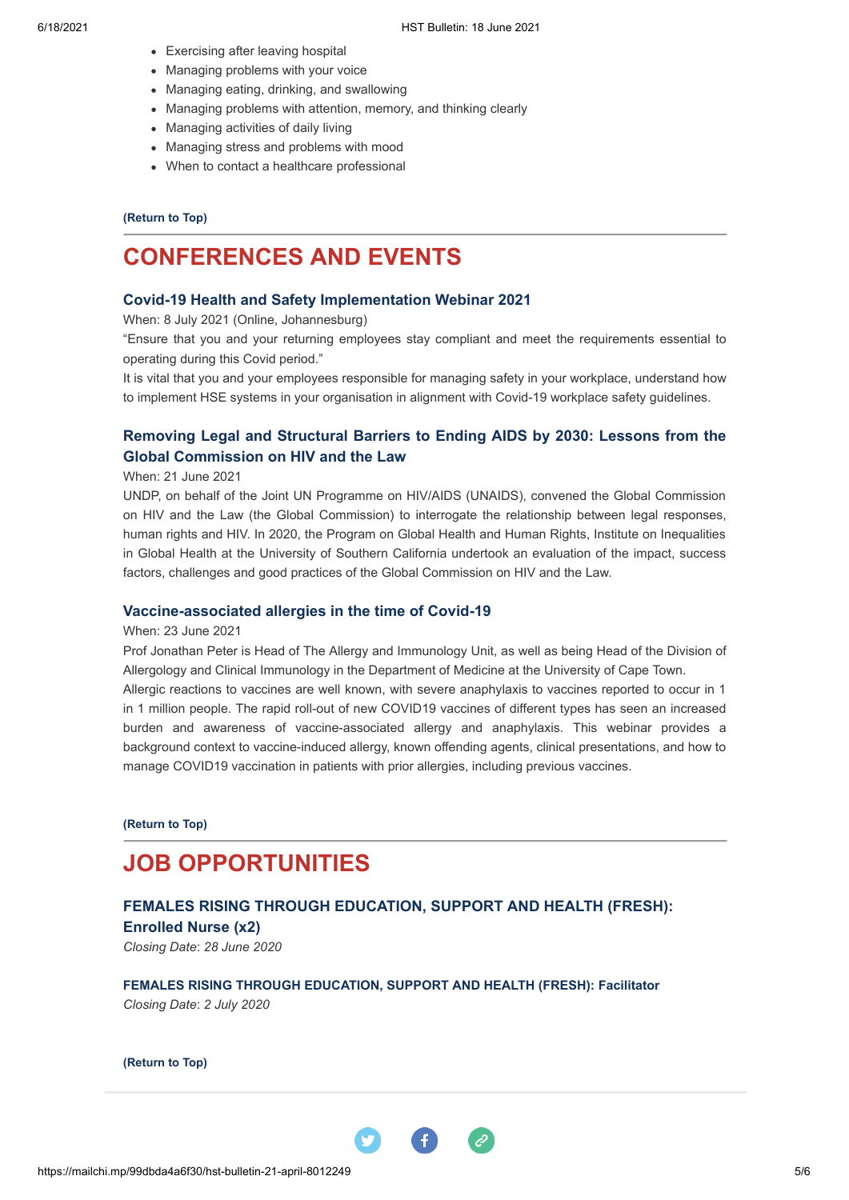- Exercising after leaving hospital
- Managing problems with your voice
- Managing eating, drinking, and swallowing
- Managing problems with attention, memory, and thinking clearly
- Managing activities of daily living
- Managing stress and problems with mood
- When to contact a healthcare professional

**(Return to Top)**

## CONFERENCES AND EVENTS

### Covid-19 Health and Safety Implementation Webinar 2021

When: 8 July 2021 (Online, Johannesburg)

"Ensure that you and your returning employees stay compliant and meet the requirements essential to operating during this Covid period."

It is vital that you and your employees responsible for managing safety in your workplace, understand how to implement HSE systems in your organisation in alignment with Covid-19 workplace safety guidelines.

### Removing Legal and Structural Barriers to Ending AIDS by 2030: Lessons from the Global Commission on HIV and the Law

When: 21 June 2021

UNDP, on behalf of the Joint UN Programme on HIV/AIDS (UNAIDS), convened the Global Commission on HIV and the Law (the Global Commission) to interrogate the relationship between legal responses, human rights and HIV. In 2020, the Program on Global Health and Human Rights, Institute on Inequalities in Global Health at the University of Southern California undertook an evaluation of the impact, success factors, challenges and good practices of the Global Commission on HIV and the Law.

### Vaccine-associated allergies in the time of Covid-19

When: 23 June 2021

Prof Jonathan Peter is Head of The Allergy and Immunology Unit, as well as being Head of the Division of Allergology and Clinical Immunology in the Department of Medicine at the University of Cape Town.

Allergic reactions to vaccines are well known, with severe anaphylaxis to vaccines reported to occur in 1 in 1 million people. The rapid roll-out of new COVID19 vaccines of different types has seen an increased burden and awareness of vaccine-associated allergy and anaphylaxis. This webinar provides a background context to vaccine-induced allergy, known offending agents, clinical presentations, and how to manage COVID19 vaccination in patients with prior allergies, including previous vaccines.

**(Return to Top)**

## JOB OPPORTUNITIES

### FEMALES RISING THROUGH EDUCATION, SUPPORT AND HEALTH (FRESH): Enrolled Nurse (x2)

*Closing Date*: *28 June 2020*

### FEMALES RISING THROUGH EDUCATION, SUPPORT AND HEALTH (FRESH): Facilitator

*Closing Date*: *2 July 2020*

**(Return to Top)**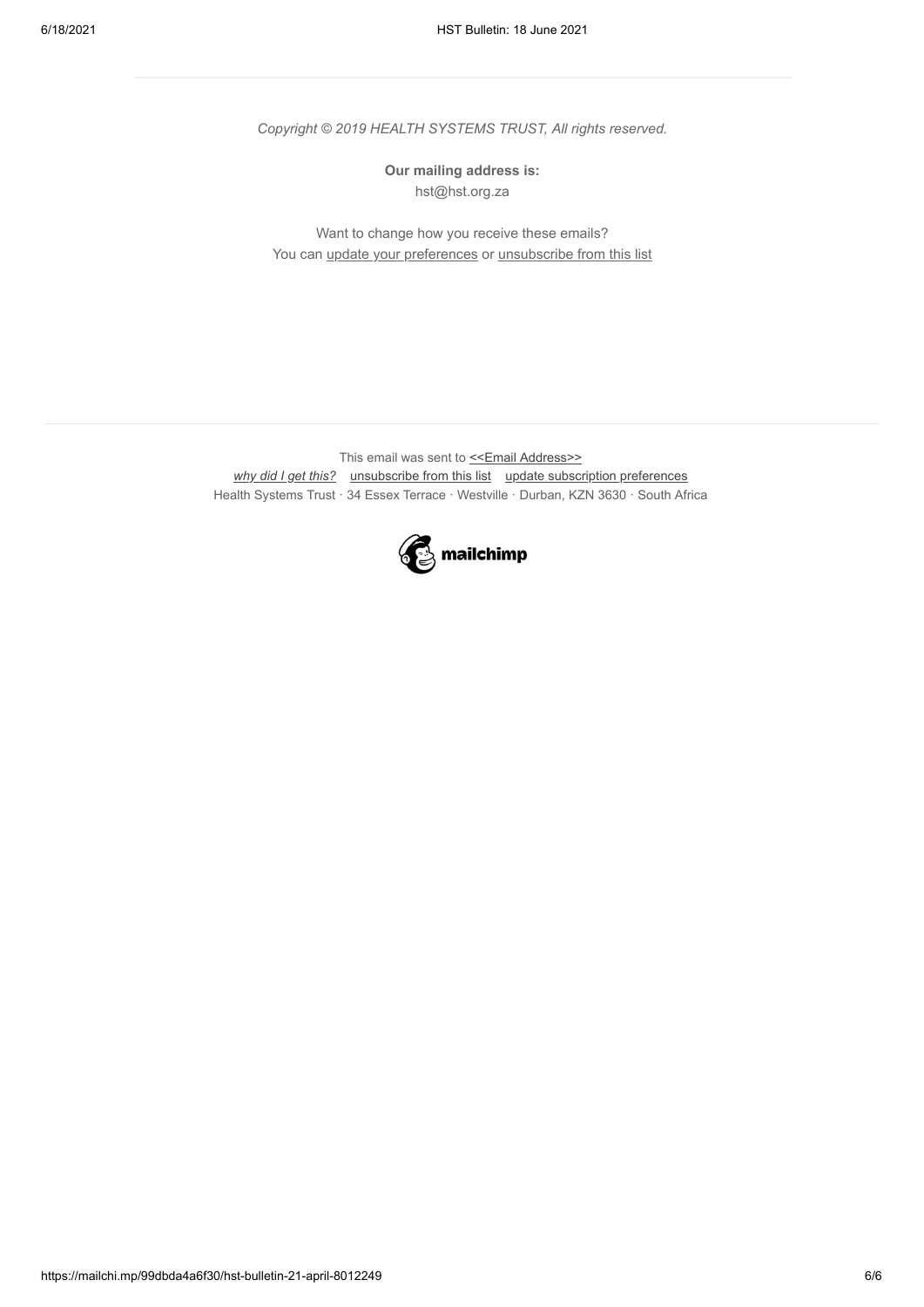*Copyright © 2019 HEALTH SYSTEMS TRUST, All rights reserved.*

**Our mailing address is:**
hst@hst.org.za

Want to change how you receive these emails?
You can update your preferences or unsubscribe from this list

This email was sent to <<Email Address>>
*why did I get this?* unsubscribe from this list update subscription preferences
Health Systems Trust · 34 Essex Terrace · Westville · Durban, KZN 3630 · South Africa

mailchimp